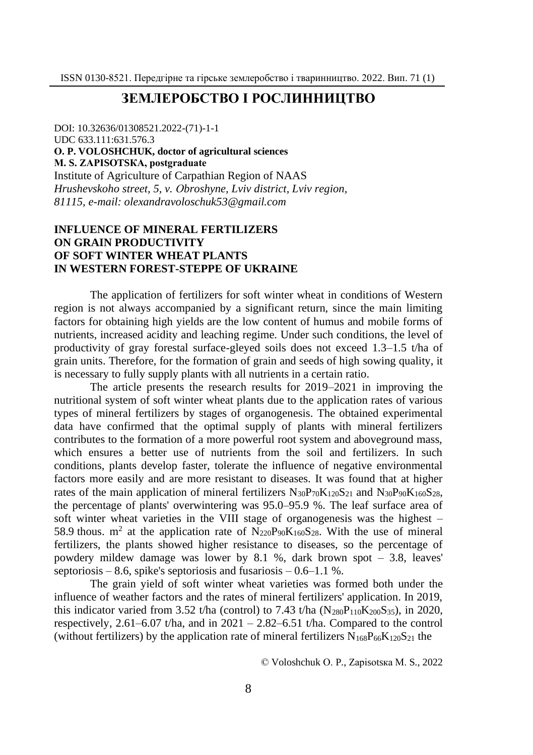## ЗЕМЛЕРОБСТВО І РОСЛИННИЦТВО

DOI: 10.32636/01308521.2022-(71)-1-1
UDC 633.111:631.576.3
**O. P. VOLOSHCHUK, doctor of agricultural sciences**
**M. S. ZAPISOTSKA, postgraduate**
Institute of Agriculture of Carpathian Region of NAAS
*Hrushevskoho street, 5, v. Obroshyne, Lviv district, Lviv region, 81115, e-mail: olexandravoloschuk53@gmail.com*

# INFLUENCE OF MINERAL FERTILIZERS ON GRAIN PRODUCTIVITY OF SOFT WINTER WHEAT PLANTS IN WESTERN FOREST-STEPPE OF UKRAINE

The application of fertilizers for soft winter wheat in conditions of Western region is not always accompanied by a significant return, since the main limiting factors for obtaining high yields are the low content of humus and mobile forms of nutrients, increased acidity and leaching regime. Under such conditions, the level of productivity of gray forestal surface-gleyed soils does not exceed 1.3–1.5 t/ha of grain units. Therefore, for the formation of grain and seeds of high sowing quality, it is necessary to fully supply plants with all nutrients in a certain ratio.

The article presents the research results for 2019–2021 in improving the nutritional system of soft winter wheat plants due to the application rates of various types of mineral fertilizers by stages of organogenesis. The obtained experimental data have confirmed that the optimal supply of plants with mineral fertilizers contributes to the formation of a more powerful root system and aboveground mass, which ensures a better use of nutrients from the soil and fertilizers. In such conditions, plants develop faster, tolerate the influence of negative environmental factors more easily and are more resistant to diseases. It was found that at higher rates of the main application of mineral fertilizers $N_{30}P_{70}K_{120}S_{21}$ and $N_{30}P_{90}K_{160}S_{28}$, the percentage of plants' overwintering was 95.0–95.9 %. The leaf surface area of soft winter wheat varieties in the VIII stage of organogenesis was the highest – 58.9 thous. $m^2$ at the application rate of $N_{220}P_{90}K_{160}S_{28}$. With the use of mineral fertilizers, the plants showed higher resistance to diseases, so the percentage of powdery mildew damage was lower by 8.1 %, dark brown spot – 3.8, leaves' septoriosis – 8.6, spike's septoriosis and fusariosis – 0.6–1.1 %.

The grain yield of soft winter wheat varieties was formed both under the influence of weather factors and the rates of mineral fertilizers' application. In 2019, this indicator varied from 3.52 t/ha (control) to 7.43 t/ha ($N_{280}P_{110}K_{200}S_{35}$), in 2020, respectively, 2.61–6.07 t/ha, and in 2021 – 2.82–6.51 t/ha. Compared to the control (without fertilizers) by the application rate of mineral fertilizers $N_{168}P_{66}K_{120}S_{21}$ the

© Voloshchuk O. P., Zapisotsка M. S., 2022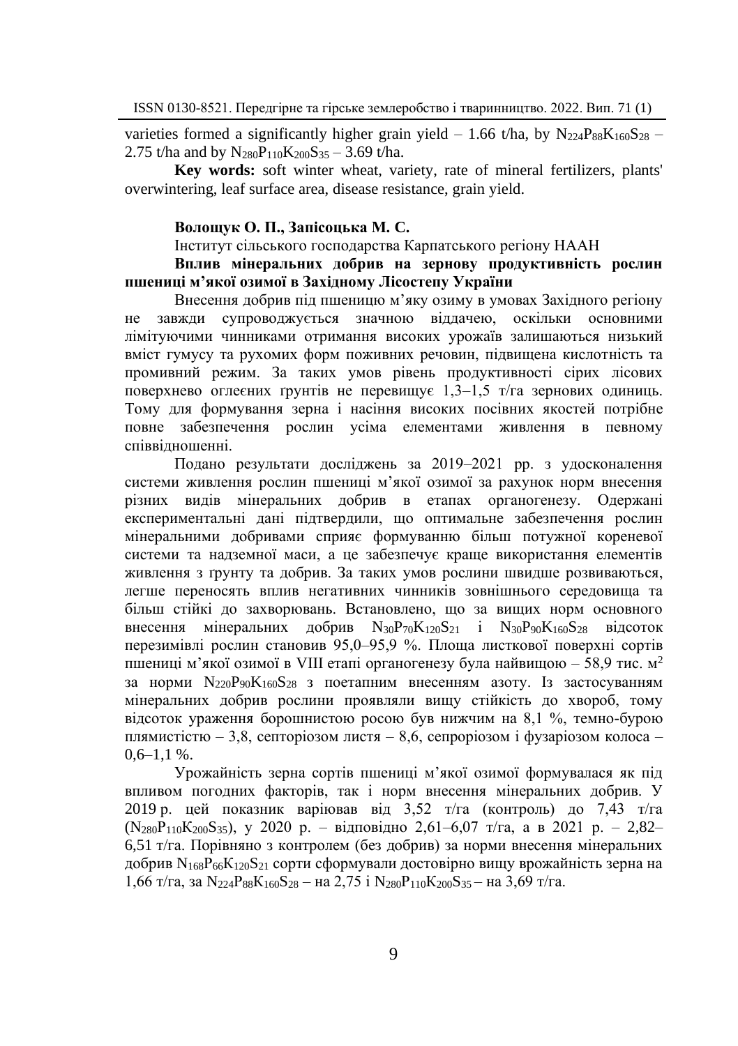varieties formed a significantly higher grain yield – 1.66 t/ha, by $N_{224}P_{88}K_{160}S_{28}$ – 2.75 t/ha and by $N_{280}P_{110}K_{200}S_{35}$ – 3.69 t/ha.

**Key words:** soft winter wheat, variety, rate of mineral fertilizers, plants' overwintering, leaf surface area, disease resistance, grain yield.

**Волощук О. П., Запісоцька М. С.**

Інститут сільського господарства Карпатського регіону НААН

**Вплив мінеральних добрив на зернову продуктивність рослин пшениці м'якої озимої в Західному Лісостепу України**

Внесення добрив під пшеницю м'яку озиму в умовах Західного регіону не завжди супроводжується значною віддачею, оскільки основними лімітуючими чинниками отримання високих урожаїв залишаються низький вміст гумусу та рухомих форм поживних речовин, підвищена кислотність та промивний режим. За таких умов рівень продуктивності сірих лісових поверхнево оглеєних ґрунтів не перевищує 1,3–1,5 т/га зернових одиниць. Тому для формування зерна і насіння високих посівних якостей потрібне повне забезпечення рослин усіма елементами живлення в певному співвідношенні.

Подано результати досліджень за 2019–2021 рр. з удосконалення системи живлення рослин пшениці м'якої озимої за рахунок норм внесення різних видів мінеральних добрив в етапах органогенезу. Одержані експериментальні дані підтвердили, що оптимальне забезпечення рослин мінеральними добривами сприяє формуванню більш потужної кореневої системи та надземної маси, а це забезпечує краще використання елементів живлення з ґрунту та добрив. За таких умов рослини швидше розвиваються, легше переносять вплив негативних чинників зовнішнього середовища та більш стійкі до захворювань. Встановлено, що за вищих норм основного внесення мінеральних добрив $N_{30}P_{70}K_{120}S_{21}$ і $N_{30}P_{90}K_{160}S_{28}$ відсоток перезимівлі рослин становив 95,0–95,9 %. Площа листкової поверхні сортів пшениці м'якої озимої в VIII етапі органогенезу була найвищою – 58,9 тис. м$^2$ за норми $N_{220}P_{90}K_{160}S_{28}$ з поетапним внесенням азоту. Із застосуванням мінеральних добрив рослини проявляли вищу стійкість до хвороб, тому відсоток ураження борошнистою росою був нижчим на 8,1 %, темно-бурою плямистістю – 3,8, септоріозом листя – 8,6, сепроріозом і фузаріозом колоса – 0,6–1,1 %.

Урожайність зерна сортів пшениці м'якої озимої формувалася як під впливом погодних факторів, так і норм внесення мінеральних добрив. У 2019 р. цей показник варіював від 3,52 т/га (контроль) до 7,43 т/га ($N_{280}P_{110}K_{200}S_{35}$), у 2020 р. – відповідно 2,61–6,07 т/га, а в 2021 р. – 2,82–6,51 т/га. Порівняно з контролем (без добрив) за норми внесення мінеральних добрив $N_{168}P_{66}K_{120}S_{21}$ сорти сформували достовірно вищу врожайність зерна на 1,66 т/га, за $N_{224}P_{88}K_{160}S_{28}$ – на 2,75 і $N_{280}P_{110}K_{200}S_{35}$ – на 3,69 т/га.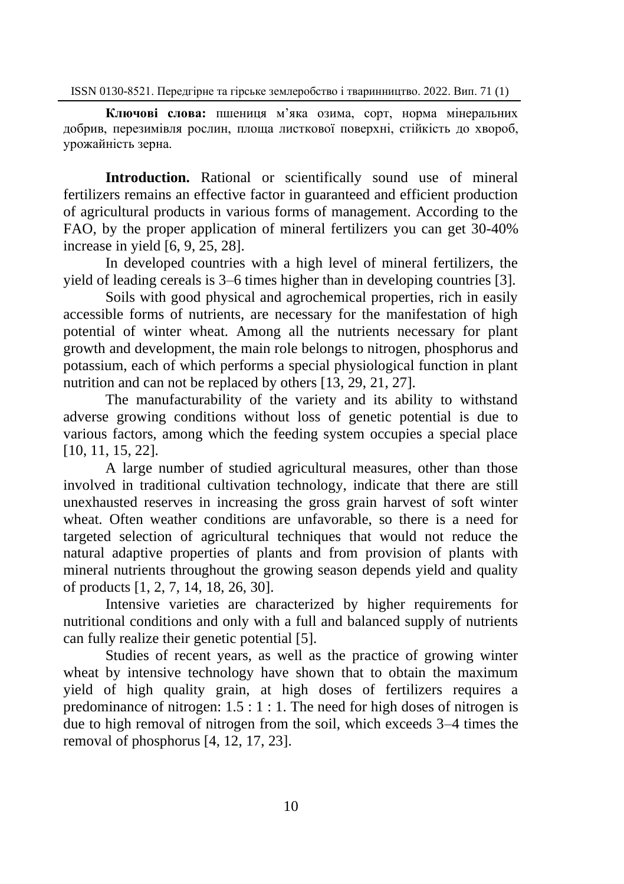**Ключові слова:** пшениця м’яка озима, сорт, норма мінеральних добрив, перезимівля рослин, площа листкової поверхні, стійкість до хвороб, урожайність зерна.

**Introduction.** Rational or scientifically sound use of mineral fertilizers remains an effective factor in guaranteed and efficient production of agricultural products in various forms of management. According to the FAO, by the proper application of mineral fertilizers you can get 30-40% increase in yield [6, 9, 25, 28].

In developed countries with a high level of mineral fertilizers, the yield of leading cereals is 3–6 times higher than in developing countries [3].

Soils with good physical and agrochemical properties, rich in easily accessible forms of nutrients, are necessary for the manifestation of high potential of winter wheat. Among all the nutrients necessary for plant growth and development, the main role belongs to nitrogen, phosphorus and potassium, each of which performs a special physiological function in plant nutrition and can not be replaced by others [13, 29, 21, 27].

The manufacturability of the variety and its ability to withstand adverse growing conditions without loss of genetic potential is due to various factors, among which the feeding system occupies a special place [10, 11, 15, 22].

A large number of studied agricultural measures, other than those involved in traditional cultivation technology, indicate that there are still unexhausted reserves in increasing the gross grain harvest of soft winter wheat. Often weather conditions are unfavorable, so there is a need for targeted selection of agricultural techniques that would not reduce the natural adaptive properties of plants and from provision of plants with mineral nutrients throughout the growing season depends yield and quality of products [1, 2, 7, 14, 18, 26, 30].

Intensive varieties are characterized by higher requirements for nutritional conditions and only with a full and balanced supply of nutrients can fully realize their genetic potential [5].

Studies of recent years, as well as the practice of growing winter wheat by intensive technology have shown that to obtain the maximum yield of high quality grain, at high doses of fertilizers requires a predominance of nitrogen: 1.5 : 1 : 1. The need for high doses of nitrogen is due to high removal of nitrogen from the soil, which exceeds 3–4 times the removal of phosphorus [4, 12, 17, 23].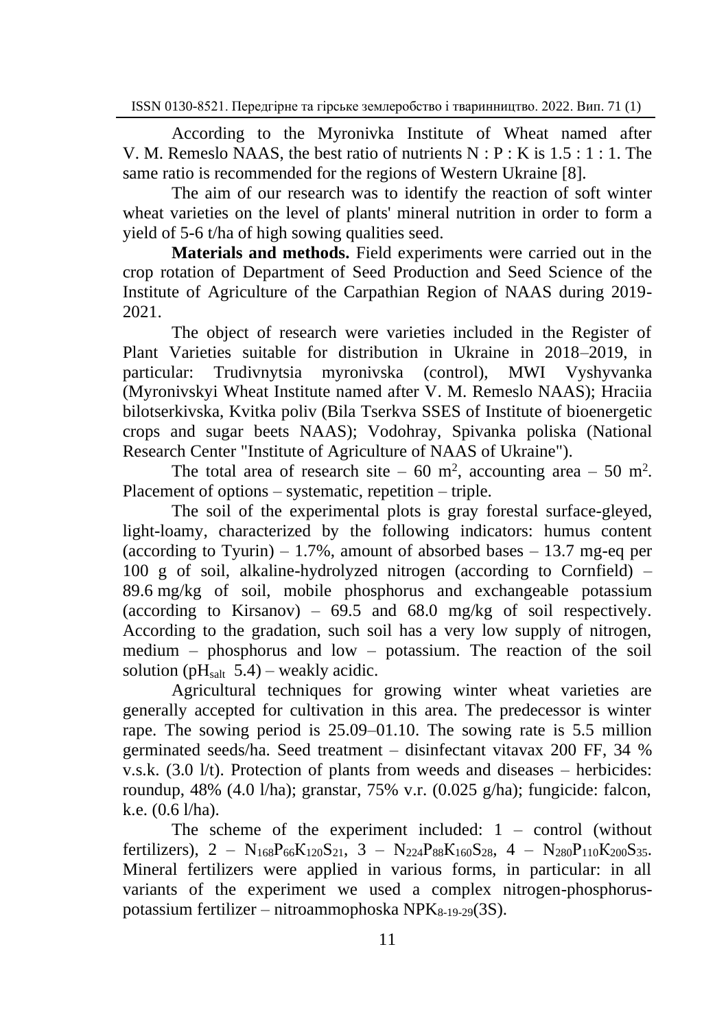According to the Myronivka Institute of Wheat named after V. M. Remeslo NAAS, the best ratio of nutrients N : P : K is 1.5 : 1 : 1. The same ratio is recommended for the regions of Western Ukraine [8].

The aim of our research was to identify the reaction of soft winter wheat varieties on the level of plants' mineral nutrition in order to form a yield of 5-6 t/ha of high sowing qualities seed.

**Materials and methods.** Field experiments were carried out in the crop rotation of Department of Seed Production and Seed Science of the Institute of Agriculture of the Carpathian Region of NAAS during 2019-2021.

The object of research were varieties included in the Register of Plant Varieties suitable for distribution in Ukraine in 2018–2019, in particular: Trudivnytsia myronivska (control), MWI Vyshyvanka (Myronivskyi Wheat Institute named after V. M. Remeslo NAAS); Hraciia bilotserkivska, Kvitka poliv (Bila Tserkva SSES of Institute of bioenergetic crops and sugar beets NAAS); Vodohray, Spivanka poliska (National Research Center "Institute of Agriculture of NAAS of Ukraine").

The total area of research site – 60 $m^2$, accounting area – 50 $m^2$. Placement of options – systematic, repetition – triple.

The soil of the experimental plots is gray forestal surface-gleyed, light-loamy, characterized by the following indicators: humus content (according to Tyurin) – 1.7%, amount of absorbed bases – 13.7 mg-eq per 100 g of soil, alkaline-hydrolyzed nitrogen (according to Cornfield) – 89.6 mg/kg of soil, mobile phosphorus and exchangeable potassium (according to Kirsanov) – 69.5 and 68.0 mg/kg of soil respectively. According to the gradation, such soil has a very low supply of nitrogen, medium – phosphorus and low – potassium. The reaction of the soil solution ($pH_{salt}$ 5.4) – weakly acidic.

Agricultural techniques for growing winter wheat varieties are generally accepted for cultivation in this area. The predecessor is winter rape. The sowing period is 25.09–01.10. The sowing rate is 5.5 million germinated seeds/ha. Seed treatment – disinfectant vitavax 200 FF, 34 % v.s.k. (3.0 l/t). Protection of plants from weeds and diseases – herbicides: roundup, 48% (4.0 l/ha); granstar, 75% v.r. (0.025 g/ha); fungicide: falcon, k.e. (0.6 l/ha).

The scheme of the experiment included: 1 – control (without fertilizers), 2 – $N_{168}P_{66}K_{120}S_{21}$, 3 – $N_{224}P_{88}K_{160}S_{28}$, 4 – $N_{280}P_{110}K_{200}S_{35}$. Mineral fertilizers were applied in various forms, in particular: in all variants of the experiment we used a complex nitrogen-phosphorus-potassium fertilizer – nitroammophoska $NPK_{8\text{-}19\text{-}29}$(3S).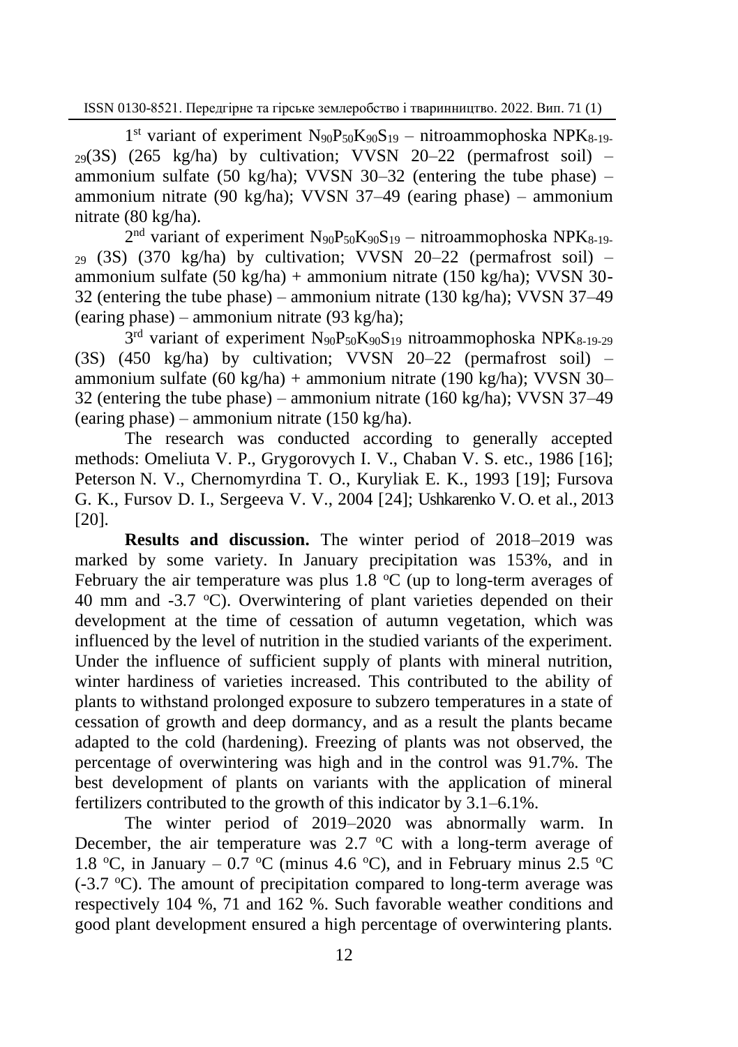1[st] variant of experiment $N_{90}P_{50}K_{90}S_{19}$ – nitroammophoska $NPK_{8\text{-}19\text{-}29}$(3S) (265 kg/ha) by cultivation; VVSN 20–22 (permafrost soil) – ammonium sulfate (50 kg/ha); VVSN 30–32 (entering the tube phase) – ammonium nitrate (90 kg/ha); VVSN 37–49 (earing phase) – ammonium nitrate (80 kg/ha).

2[nd] variant of experiment $N_{90}P_{50}K_{90}S_{19}$ – nitroammophoska $NPK_{8\text{-}19\text{-}29}$ (3S) (370 kg/ha) by cultivation; VVSN 20–22 (permafrost soil) – ammonium sulfate (50 kg/ha) + ammonium nitrate (150 kg/ha); VVSN 30-32 (entering the tube phase) – ammonium nitrate (130 kg/ha); VVSN 37–49 (earing phase) – ammonium nitrate (93 kg/ha);

3[rd] variant of experiment $N_{90}P_{50}K_{90}S_{19}$ nitroammophoska $NPK_{8\text{-}19\text{-}29}$ (3S) (450 kg/ha) by cultivation; VVSN 20–22 (permafrost soil) – ammonium sulfate (60 kg/ha) + ammonium nitrate (190 kg/ha); VVSN 30–32 (entering the tube phase) – ammonium nitrate (160 kg/ha); VVSN 37–49 (earing phase) – ammonium nitrate (150 kg/ha).

The research was conducted according to generally accepted methods: Omeliuta V. P., Grygorovych I. V., Chaban V. S. etc., 1986 [16]; Peterson N. V., Chernomyrdina T. O., Kuryliak E. K., 1993 [19]; Fursova G. K., Fursov D. I., Sergeeva V. V., 2004 [24]; Ushkarenko V. O. et al., 2013 [20].

**Results and discussion.** The winter period of 2018–2019 was marked by some variety. In January precipitation was 153%, and in February the air temperature was plus 1.8 °C (up to long-term averages of 40 mm and -3.7 °C). Overwintering of plant varieties depended on their development at the time of cessation of autumn vegetation, which was influenced by the level of nutrition in the studied variants of the experiment. Under the influence of sufficient supply of plants with mineral nutrition, winter hardiness of varieties increased. This contributed to the ability of plants to withstand prolonged exposure to subzero temperatures in a state of cessation of growth and deep dormancy, and as a result the plants became adapted to the cold (hardening). Freezing of plants was not observed, the percentage of overwintering was high and in the control was 91.7%. The best development of plants on variants with the application of mineral fertilizers contributed to the growth of this indicator by 3.1–6.1%.

The winter period of 2019–2020 was abnormally warm. In December, the air temperature was 2.7 °C with a long-term average of 1.8 °C, in January – 0.7 °C (minus 4.6 °C), and in February minus 2.5 °C (-3.7 °C). The amount of precipitation compared to long-term average was respectively 104 %, 71 and 162 %. Such favorable weather conditions and good plant development ensured a high percentage of overwintering plants.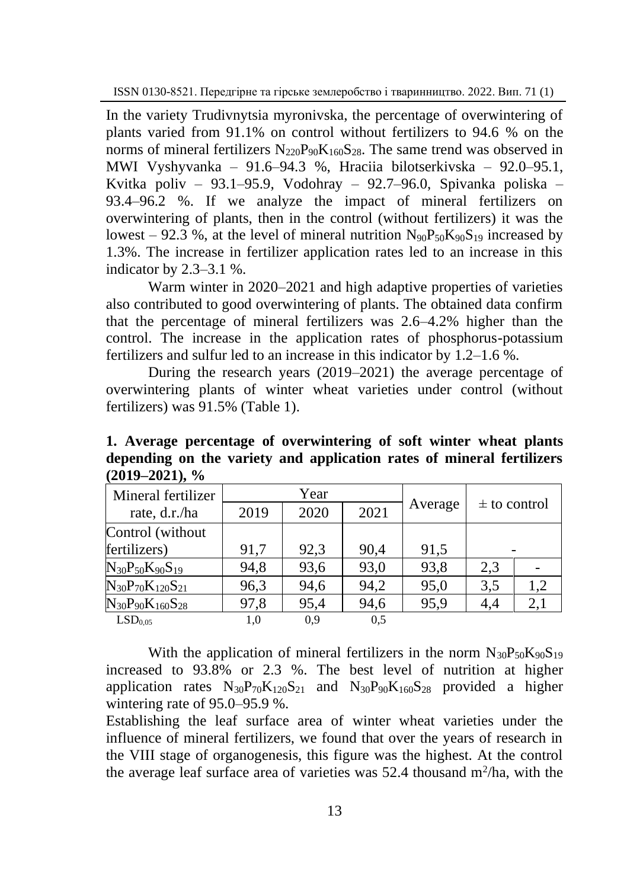In the variety Trudivnytsia myronivska, the percentage of overwintering of plants varied from 91.1% on control without fertilizers to 94.6 % on the norms of mineral fertilizers $N_{220}P_{90}K_{160}S_{28}$. The same trend was observed in MWI Vyshyvanka – 91.6–94.3 %, Hraciia bilotserkivska – 92.0–95.1, Kvitka poliv – 93.1–95.9, Vodohray – 92.7–96.0, Spivanka poliska – 93.4–96.2 %. If we analyze the impact of mineral fertilizers on overwintering of plants, then in the control (without fertilizers) it was the lowest – 92.3 %, at the level of mineral nutrition $N_{90}P_{50}K_{90}S_{19}$ increased by 1.3%. The increase in fertilizer application rates led to an increase in this indicator by 2.3–3.1 %.

Warm winter in 2020–2021 and high adaptive properties of varieties also contributed to good overwintering of plants. The obtained data confirm that the percentage of mineral fertilizers was 2.6–4.2% higher than the control. The increase in the application rates of phosphorus-potassium fertilizers and sulfur led to an increase in this indicator by 1.2–1.6 %.

During the research years (2019–2021) the average percentage of overwintering plants of winter wheat varieties under control (without fertilizers) was 91.5% (Table 1).

**1. Average percentage of overwintering of soft winter wheat plants depending on the variety and application rates of mineral fertilizers (2019–2021), %**

| Mineral fertilizer rate, d.r./ha | Year | | | Average | ± to control | |
|---|---|---|---|---|---|---|
| | 2019 | 2020 | 2021 | | | |
| Control (without fertilizers) | 91,7 | 92,3 | 90,4 | 91,5 | - | |
| $N_{30}P_{50}K_{90}S_{19}$ | 94,8 | 93,6 | 93,0 | 93,8 | 2,3 | - |
| $N_{30}P_{70}K_{120}S_{21}$ | 96,3 | 94,6 | 94,2 | 95,0 | 3,5 | 1,2 |
| $N_{30}P_{90}K_{160}S_{28}$ | 97,8 | 95,4 | 94,6 | 95,9 | 4,4 | 2,1 |
| $LSD_{0,05}$ | 1,0 | 0,9 | 0,5 | | | |

With the application of mineral fertilizers in the norm $N_{30}P_{50}K_{90}S_{19}$ increased to 93.8% or 2.3 %. The best level of nutrition at higher application rates $N_{30}P_{70}K_{120}S_{21}$ and $N_{30}P_{90}K_{160}S_{28}$ provided a higher wintering rate of 95.0–95.9 %.

Establishing the leaf surface area of winter wheat varieties under the influence of mineral fertilizers, we found that over the years of research in the VIII stage of organogenesis, this figure was the highest. At the control the average leaf surface area of varieties was 52.4 thousand $m^2$/ha, with the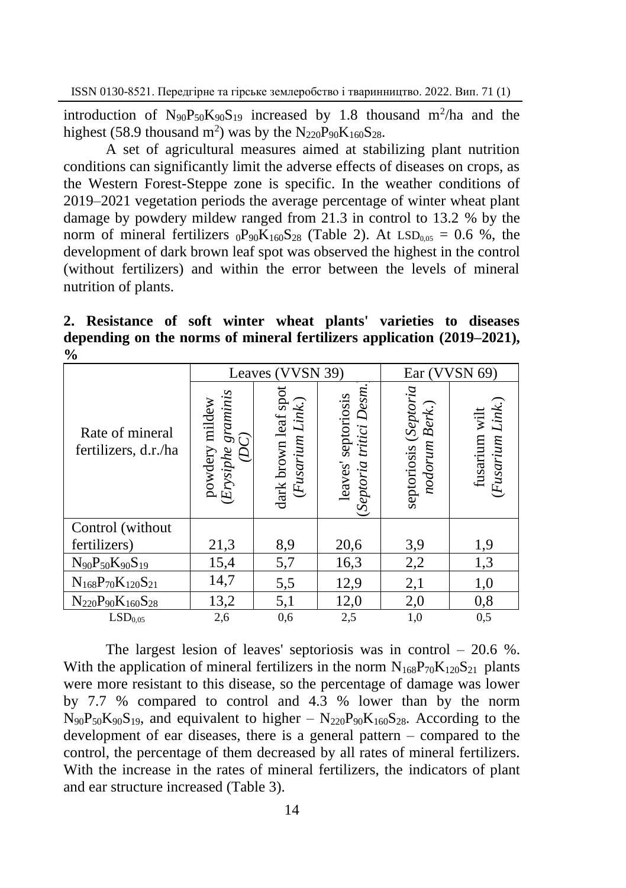introduction of $N_{90}P_{50}K_{90}S_{19}$ increased by 1.8 thousand $m^2$/ha and the highest (58.9 thousand $m^2$) was by the $N_{220}P_{90}K_{160}S_{28}$.

A set of agricultural measures aimed at stabilizing plant nutrition conditions can significantly limit the adverse effects of diseases on crops, as the Western Forest-Steppe zone is specific. In the weather conditions of 2019–2021 vegetation periods the average percentage of winter wheat plant damage by powdery mildew ranged from 21.3 in control to 13.2 % by the norm of mineral fertilizers $_0P_{90}K_{160}S_{28}$ (Table 2). At $LSD_{0,05}$ = 0.6 %, the development of dark brown leaf spot was observed the highest in the control (without fertilizers) and within the error between the levels of mineral nutrition of plants.

**2. Resistance of soft winter wheat plants' varieties to diseases depending on the norms of mineral fertilizers application (2019–2021), %**

| Rate of mineral fertilizers, d.r./ha | Leaves (VVSN 39) | | | Ear (VVSN 69) | |
|---|---|---|---|---|---|
| | powdery mildew (*Erysiphe graminis (DC)*) | dark brown leaf spot (*Fusarium Link.*) | leaves' septoriosis (*Septoria tritici Desm.*) | septoriosis (*Septoria nodorum Berk.*) | fusarium wilt (*Fusarium Link.*) |
| Control (without fertilizers) | 21,3 | 8,9 | 20,6 | 3,9 | 1,9 |
| $N_{90}P_{50}K_{90}S_{19}$ | 15,4 | 5,7 | 16,3 | 2,2 | 1,3 |
| $N_{168}P_{70}K_{120}S_{21}$ | 14,7 | 5,5 | 12,9 | 2,1 | 1,0 |
| $N_{220}P_{90}K_{160}S_{28}$ | 13,2 | 5,1 | 12,0 | 2,0 | 0,8 |
| $LSD_{0,05}$ | 2,6 | 0,6 | 2,5 | 1,0 | 0,5 |

The largest lesion of leaves' septoriosis was in control – 20.6 %. With the application of mineral fertilizers in the norm $N_{168}P_{70}K_{120}S_{21}$ plants were more resistant to this disease, so the percentage of damage was lower by 7.7 % compared to control and 4.3 % lower than by the norm $N_{90}P_{50}K_{90}S_{19}$, and equivalent to higher – $N_{220}P_{90}K_{160}S_{28}$. According to the development of ear diseases, there is a general pattern – compared to the control, the percentage of them decreased by all rates of mineral fertilizers. With the increase in the rates of mineral fertilizers, the indicators of plant and ear structure increased (Table 3).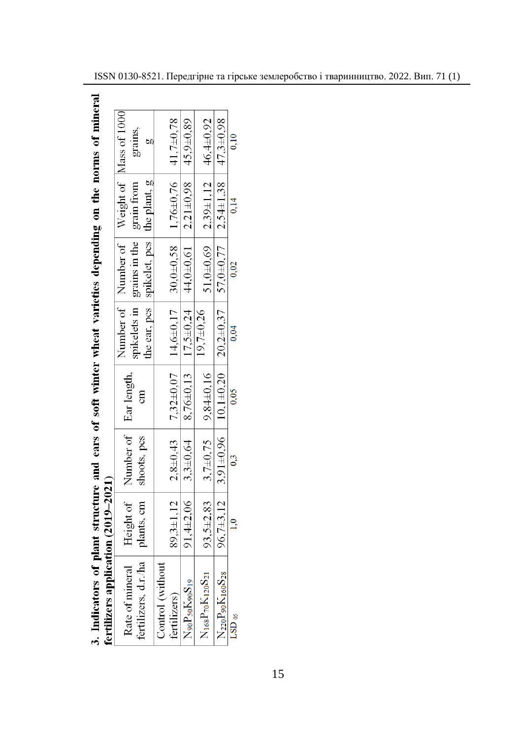**3. Indicators of plant structure and ears of soft winter wheat varieties depending on the norms of mineral fertilizers application (2019–2021)**

| Rate of mineral fertilizers, d.r./ha | Height of plants, cm | Number of shoots, pcs | Ear length, cm | Number of spikelets in the ear, pcs | Number of grains in the spikelet, pcs | Weight of grain from the plant, g | Mass of 1000 grains, g |
|---|---|---|---|---|---|---|---|
| Control (without fertilizers) | 89,3±1,12 | 2,8±0,43 | 7,32±0,07 | 14,6±0,17 | 30,0±0,58 | 1,76±0,76 | 41,7±0,78 |
| $N_{90}P_{50}K_{90}S_{19}$ | 91,4±2,06 | 3,3±0,64 | 8,76±0,13 | 17,5±0,24 | 44,0±0,61 | 2,21±0,98 | 45,9±0,89 |
| $N_{168}P_{70}K_{120}S_{21}$ | 93,5±2,83 | 3,7±0,75 | 9,84±0,16 | 19,7±0,26 | 51,0±0,69 | 2,39±1,12 | 46,4±0,92 |
| $N_{220}P_{90}K_{160}S_{28}$ | 96,7±3,12 | 3,91±0,96 | 10,1±0,20 | 20,2±0,37 | 57,0±0,77 | 2,54±1,38 | 47,3±0,98 |
| $LSD_{05}$ | 1,0 | 0,3 | 0,05 | 0,04 | 0,02 | 0,14 | 0,10 |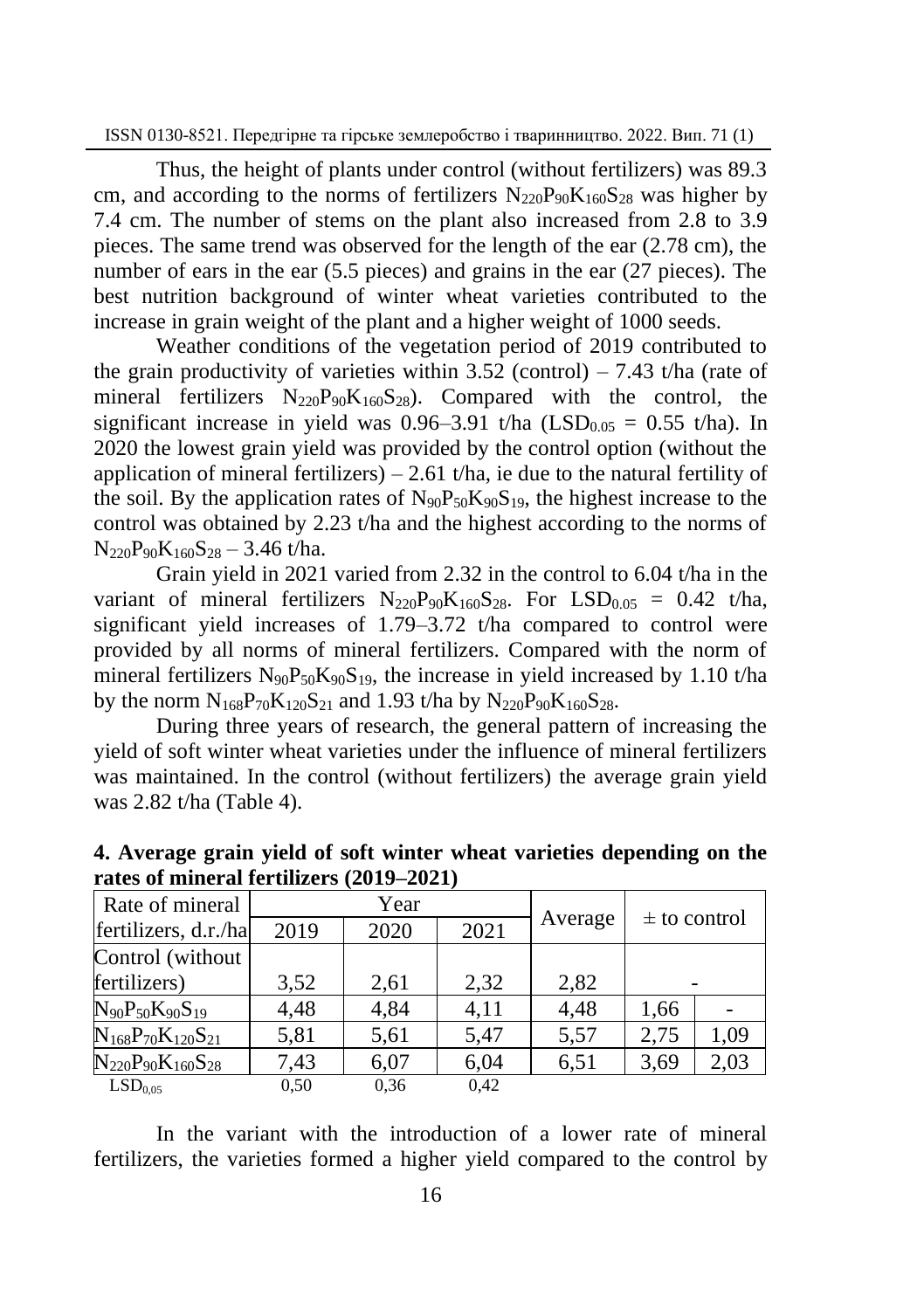Thus, the height of plants under control (without fertilizers) was 89.3 cm, and according to the norms of fertilizers $N_{220}P_{90}K_{160}S_{28}$ was higher by 7.4 cm. The number of stems on the plant also increased from 2.8 to 3.9 pieces. The same trend was observed for the length of the ear (2.78 cm), the number of ears in the ear (5.5 pieces) and grains in the ear (27 pieces). The best nutrition background of winter wheat varieties contributed to the increase in grain weight of the plant and a higher weight of 1000 seeds.

Weather conditions of the vegetation period of 2019 contributed to the grain productivity of varieties within 3.52 (control) – 7.43 t/ha (rate of mineral fertilizers $N_{220}P_{90}K_{160}S_{28}$). Compared with the control, the significant increase in yield was 0.96–3.91 t/ha ($LSD_{0.05}$ = 0.55 t/ha). In 2020 the lowest grain yield was provided by the control option (without the application of mineral fertilizers) – 2.61 t/ha, ie due to the natural fertility of the soil. By the application rates of $N_{90}P_{50}K_{90}S_{19}$, the highest increase to the control was obtained by 2.23 t/ha and the highest according to the norms of $N_{220}P_{90}K_{160}S_{28}$ – 3.46 t/ha.

Grain yield in 2021 varied from 2.32 in the control to 6.04 t/ha in the variant of mineral fertilizers $N_{220}P_{90}K_{160}S_{28}$. For $LSD_{0.05}$ = 0.42 t/ha, significant yield increases of 1.79–3.72 t/ha compared to control were provided by all norms of mineral fertilizers. Compared with the norm of mineral fertilizers $N_{90}P_{50}K_{90}S_{19}$, the increase in yield increased by 1.10 t/ha by the norm $N_{168}P_{70}K_{120}S_{21}$ and 1.93 t/ha by $N_{220}P_{90}K_{160}S_{28}$.

During three years of research, the general pattern of increasing the yield of soft winter wheat varieties under the influence of mineral fertilizers was maintained. In the control (without fertilizers) the average grain yield was 2.82 t/ha (Table 4).

**4. Average grain yield of soft winter wheat varieties depending on the rates of mineral fertilizers (2019–2021)**

| Rate of mineral fertilizers, d.r./ha | Year | | | Average | ± to control | |
|---|---|---|---|---|---|---|
| | 2019 | 2020 | 2021 | | | |
| Control (without fertilizers) | 3,52 | 2,61 | 2,32 | 2,82 | - | |
| $N_{90}P_{50}K_{90}S_{19}$ | 4,48 | 4,84 | 4,11 | 4,48 | 1,66 | - |
| $N_{168}P_{70}K_{120}S_{21}$ | 5,81 | 5,61 | 5,47 | 5,57 | 2,75 | 1,09 |
| $N_{220}P_{90}K_{160}S_{28}$ | 7,43 | 6,07 | 6,04 | 6,51 | 3,69 | 2,03 |
| $LSD_{0,05}$ | 0,50 | 0,36 | 0,42 | | | |

In the variant with the introduction of a lower rate of mineral fertilizers, the varieties formed a higher yield compared to the control by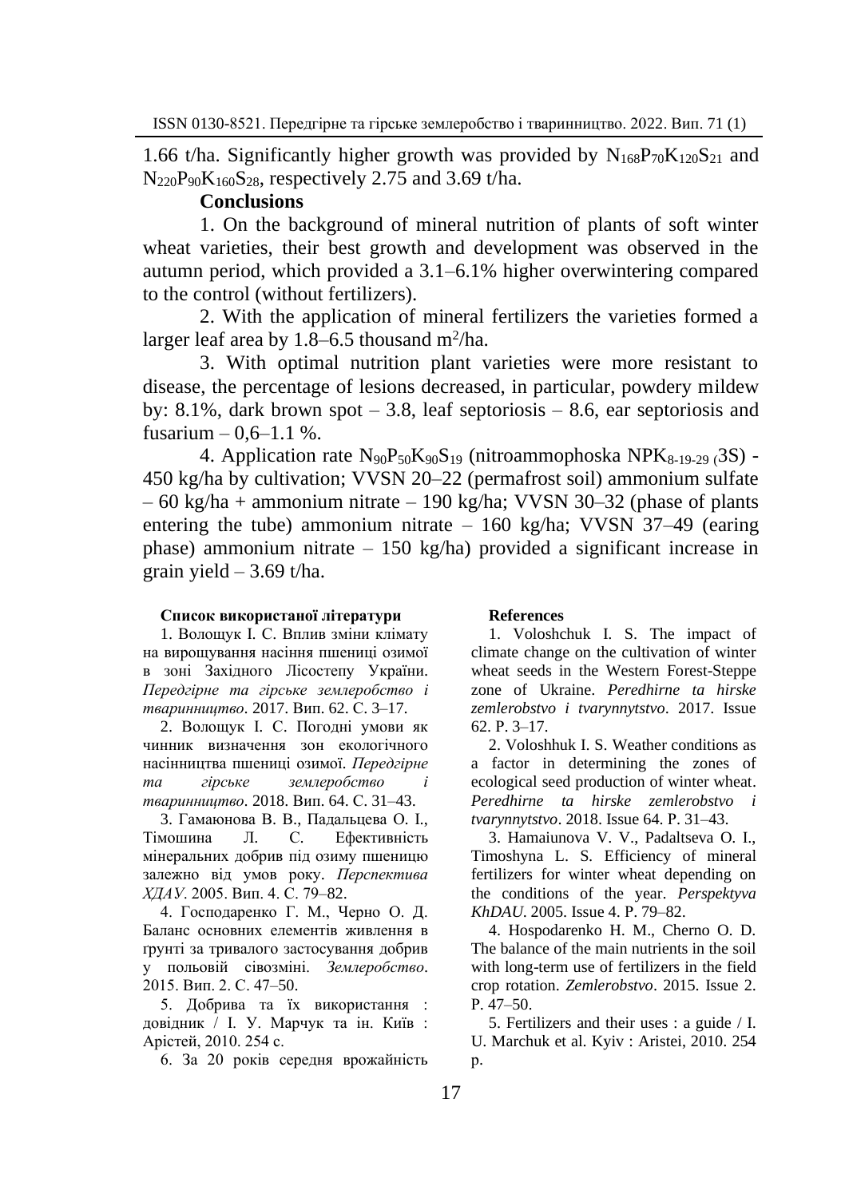1.66 t/ha. Significantly higher growth was provided by $N_{168}P_{70}K_{120}S_{21}$ and $N_{220}P_{90}K_{160}S_{28}$, respectively 2.75 and 3.69 t/ha.

## Conclusions

1. On the background of mineral nutrition of plants of soft winter wheat varieties, their best growth and development was observed in the autumn period, which provided a 3.1–6.1% higher overwintering compared to the control (without fertilizers).

2. With the application of mineral fertilizers the varieties formed a larger leaf area by 1.8–6.5 thousand $m^2$/ha.

3. With optimal nutrition plant varieties were more resistant to disease, the percentage of lesions decreased, in particular, powdery mildew by: 8.1%, dark brown spot – 3.8, leaf septoriosis – 8.6, ear septoriosis and fusarium – 0,6–1.1 %.

4. Application rate $N_{90}P_{50}K_{90}S_{19}$ (nitroammophoska $NPK_{8-19-29}$ (3S) - 450 kg/ha by cultivation; VVSN 20–22 (permafrost soil) ammonium sulfate – 60 kg/ha + ammonium nitrate – 190 kg/ha; VVSN 30–32 (phase of plants entering the tube) ammonium nitrate – 160 kg/ha; VVSN 37–49 (earing phase) ammonium nitrate – 150 kg/ha) provided a significant increase in grain yield – 3.69 t/ha.

**Список використаної літератури**

1. Волощук І. С. Вплив зміни клімату на вирощування насіння пшениці озимої в зоні Західного Лісостепу України. *Передгірне та гірське землеробство і тваринництво*. 2017. Вип. 62. С. 3–17.

2. Волощук І. С. Погодні умови як чинник визначення зон екологічного насінництва пшениці озимої. *Передгірне та гірське землеробство і тваринництво*. 2018. Вип. 64. С. 31–43.

3. Гамаюнова В. В., Падальцева О. І., Тімошина Л. С. Ефективність мінеральних добрив під озиму пшеницю залежно від умов року. *Перспектива ХДАУ*. 2005. Вип. 4. С. 79–82.

4. Господаренко Г. М., Черно О. Д. Баланс основних елементів живлення в ґрунті за тривалого застосування добрив у польовій сівозміні. *Землеробство*. 2015. Вип. 2. С. 47–50.

5. Добрива та їх використання : довідник / І. У. Марчук та ін. Київ : Арістей, 2010. 254 с.

6. За 20 років середня врожайність

**References**

1. Voloshchuk I. S. The impact of climate change on the cultivation of winter wheat seeds in the Western Forest-Steppe zone of Ukraine. *Peredhirne ta hirske zemlerobstvo i tvarynnytstvo*. 2017. Issue 62. P. 3–17.

2. Voloshhuk I. S. Weather conditions as a factor in determining the zones of ecological seed production of winter wheat. *Peredhirne ta hirske zemlerobstvo i tvarynnytstvo*. 2018. Issue 64. P. 31–43.

3. Hamaiunova V. V., Padaltseva O. I., Timoshyna L. S. Efficiency of mineral fertilizers for winter wheat depending on the conditions of the year. *Perspektyva KhDAU*. 2005. Issue 4. P. 79–82.

4. Hospodarenko H. M., Cherno O. D. The balance of the main nutrients in the soil with long-term use of fertilizers in the field crop rotation. *Zemlerobstvo*. 2015. Issue 2. P. 47–50.

5. Fertilizers and their uses : a guide / I. U. Marchuk et al. Kyiv : Aristei, 2010. 254 p.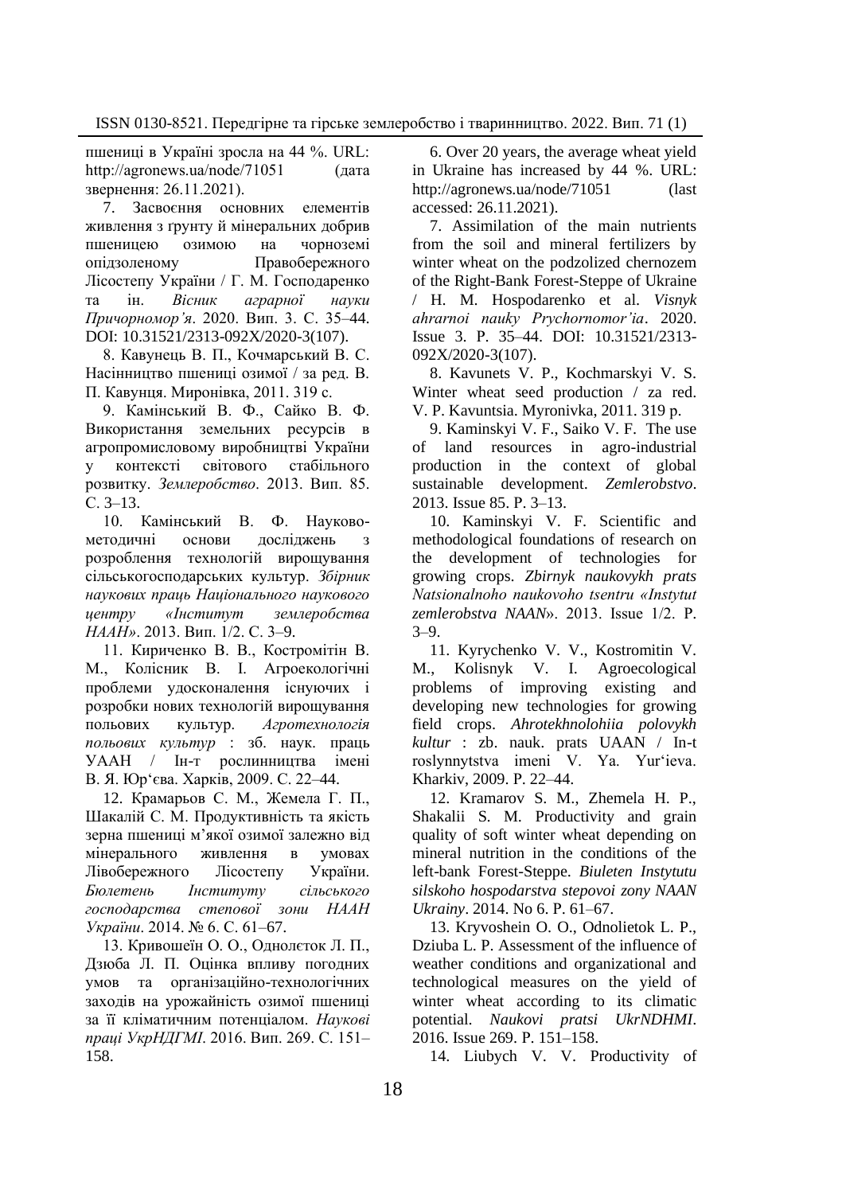пшениці в Україні зросла на 44 %. URL: http://agronews.ua/node/71051 (дата звернення: 26.11.2021).

7. Засвоєння основних елементів живлення з ґрунту й мінеральних добрив пшеницею озимою на чорноземі опідзоленому Правобережного Лісостепу України / Г. М. Господаренко та ін. *Вісник аграрної науки Причорномор'я*. 2020. Вип. 3. С. 35–44. DOI: 10.31521/2313-092X/2020-3(107).

8. Кавунець В. П., Кочмарський В. С. Насінництво пшениці озимої / за ред. В. П. Кавунця. Миронівка, 2011. 319 с.

9. Камінський В. Ф., Сайко В. Ф. Використання земельних ресурсів в агропромисловому виробництві України у контексті світового стабільного розвитку. *Землеробство*. 2013. Вип. 85. С. 3–13.

10. Камінський В. Ф. Науково-методичні основи досліджень з розроблення технологій вирощування сільськогосподарських культур. *Збірник наукових праць Національного наукового центру «Інститут землеробства НААН»*. 2013. Вип. 1/2. С. 3–9.

11. Кириченко В. В., Костромітін В. М., Колісник В. І. Агроекологічні проблеми удосконалення існуючих і розробки нових технологій вирощування польових культур. *Агротехнологія польових культур* : зб. наук. праць УААН / Ін-т рослинництва імені В. Я. Юр'єва. Харків, 2009. С. 22–44.

12. Крамарьов С. М., Жемела Г. П., Шакалій С. М. Продуктивність та якість зерна пшениці м'якої озимої залежно від мінерального живлення в умовах Лівобережного Лісостепу України. *Бюлетень Інституту сільського господарства степової зони НААН України*. 2014. № 6. С. 61–67.

13. Кривошеїн О. О., Однолєток Л. П., Дзюба Л. П. Оцінка впливу погодних умов та організаційно-технологічних заходів на урожайність озимої пшениці за її кліматичним потенціалом. *Наукові праці УкрНДГМІ*. 2016. Вип. 269. С. 151–158.

6. Over 20 years, the average wheat yield in Ukraine has increased by 44 %. URL: http://agronews.ua/node/71051 (last accessed: 26.11.2021).

7. Assimilation of the main nutrients from the soil and mineral fertilizers by winter wheat on the podzolized chernozem of the Right-Bank Forest-Steppe of Ukraine / H. M. Hospodarenko et al. *Visnyk ahrarnoi nauky Prychornomor'ia*. 2020. Issue 3. P. 35–44. DOI: 10.31521/2313-092X/2020-3(107).

8. Kavunets V. P., Kochmarskyi V. S. Winter wheat seed production / za red. V. P. Kavuntsia. Myronivka, 2011. 319 p.

9. Kaminskyi V. F., Saiko V. F. The use of land resources in agro-industrial production in the context of global sustainable development. *Zemlerobstvo*. 2013. Issue 85. P. 3–13.

10. Kaminskyi V. F. Scientific and methodological foundations of research on the development of technologies for growing crops. *Zbirnyk naukovykh prats Natsionalnoho naukovoho tsentru «Instytut zemlerobstva NAAN»*. 2013. Issue 1/2. P. 3–9.

11. Kyrychenko V. V., Kostromitin V. M., Kolisnyk V. I. Agroecological problems of improving existing and developing new technologies for growing field crops. *Ahrotekhnolohiia polovykh kultur* : zb. nauk. prats UAAN / In-t roslynnytstva imeni V. Ya. Yur'ieva. Kharkiv, 2009. P. 22–44.

12. Kramarov S. M., Zhemela H. P., Shakalii S. M. Productivity and grain quality of soft winter wheat depending on mineral nutrition in the conditions of the left-bank Forest-Steppe. *Biuleten Instytutu silskoho hospodarstva stepovoi zony NAAN Ukrainy*. 2014. No 6. P. 61–67.

13. Kryvoshein O. O., Odnolietok L. P., Dziuba L. P. Assessment of the influence of weather conditions and organizational and technological measures on the yield of winter wheat according to its climatic potential. *Naukovi pratsi UkrNDHMI*. 2016. Issue 269. P. 151–158.

14. Liubych V. V. Productivity of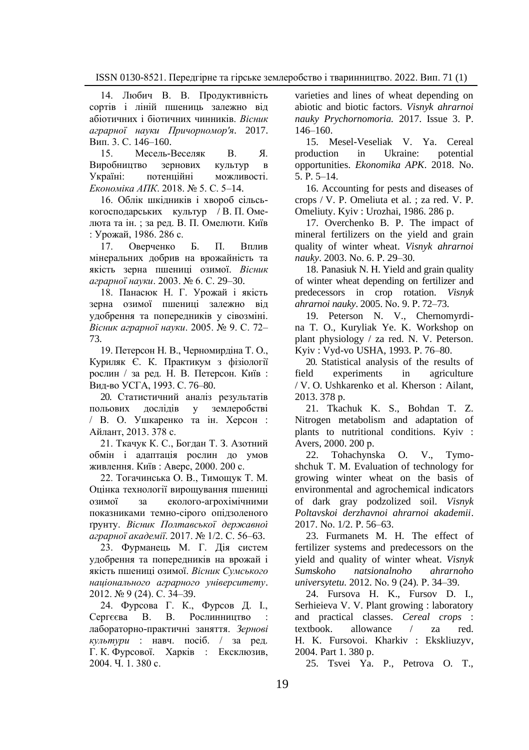14. Любич В. В. Продуктивність сортів і ліній пшениць залежно від абіотичних і біотичних чинників. *Вісник аграрної науки Причорномор'я*. 2017. Вип. 3. С. 146–160.

15. Месель-Веселяк В. Я. Виробництво зернових культур в Україні: потенційні можливості. *Економіка АПК*. 2018. № 5. С. 5–14.

16. Облік шкідників і хвороб сільськогосподарських культур / В. П. Омелюта та ін. ; за ред. В. П. Омелюти. Київ : Урожай, 1986. 286 с.

17. Оверченко Б. П. Вплив мінеральних добрив на врожайність та якість зерна пшениці озимої. *Вісник аграрної науки*. 2003. № 6. С. 29–30.

18. Панасюк Н. Г. Урожай і якість зерна озимої пшениці залежно від удобрення та попередників у сівозміні. *Вісник аграрної науки*. 2005. № 9. С. 72–73.

19. Петерсон Н. В., Черномирдіна Т. О., Куриляк Є. К. Практикум з фізіології рослин / за ред. Н. В. Петерсон. Київ : Вид-во УСГА, 1993. С. 76–80.

20. Статистичний аналіз результатів польових дослідів у землеробстві / В. О. Ушкаренко та ін. Херсон : Айлант, 2013. 378 с.

21. Ткачук К. С., Богдан Т. З. Азотний обмін і адаптація рослин до умов живлення. Київ : Аверс, 2000. 200 с.

22. Тогачинська О. В., Тимощук Т. М. Оцінка технології вирощування пшениці озимої за еколого-агрохімічними показниками темно-сірого опідзоленого грунту. *Вісник Полтавської державної аграрної академії*. 2017. № 1/2. С. 56–63.

23. Фурманець М. Г. Дія систем удобрення та попередників на врожай і якість пшениці озимої. *Вісник Сумського національного аграрного університету*. 2012. № 9 (24). С. 34–39.

24. Фурсова Г. К., Фурсов Д. І., Сергєєва В. В. Рослинництво : лабораторно-практичні заняття. *Зернові культури* : навч. посіб. / за ред. Г. К. Фурсової. Харків : Ексклюзив, 2004. Ч. 1. 380 с.

varieties and lines of wheat depending on abiotic and biotic factors. *Visnyk ahrarnoi nauky Prychornomoria.* 2017. Issue 3. P. 146–160.

15. Mesel-Veseliak V. Ya. Cereal production in Ukraine: potential opportunities. *Ekonomika APK*. 2018. No. 5. P. 5–14.

16. Accounting for pests and diseases of crops / V. P. Omeliuta et al. ; za red. V. P. Omeliuty. Kyiv : Urozhai, 1986. 286 p.

17. Overchenko B. P. The impact of mineral fertilizers on the yield and grain quality of winter wheat. *Visnyk ahrarnoi nauky*. 2003. No. 6. P. 29–30.

18. Panasiuk N. H. Yield and grain quality of winter wheat depending on fertilizer and predecessors in crop rotation. *Visnyk ahrarnoi nauky*. 2005. No. 9. P. 72–73.

19. Peterson N. V., Chernomyrdina T. O., Kuryliak Ye. K. Workshop on plant physiology / za red. N. V. Peterson. Kyiv : Vyd-vo USHA, 1993. P. 76–80.

20. Statistical analysis of the results of field experiments in agriculture / V. O. Ushkarenko et al. Kherson : Ailant, 2013. 378 p.

21. Tkachuk K. S., Bohdan T. Z. Nitrogen metabolism and adaptation of plants to nutritional conditions. Kyiv : Avers, 2000. 200 p.

22. Tohachynska O. V., Tymoshchuk T. M. Evaluation of technology for growing winter wheat on the basis of environmental and agrochemical indicators of dark gray podzolized soil. *Visnyk Poltavskoi derzhavnoi ahrarnoi akademii*. 2017. No. 1/2. P. 56–63.

23. Furmanets M. H. The effect of fertilizer systems and predecessors on the yield and quality of winter wheat. *Visnyk Sumskoho natsionalnoho ahrarnoho universytetu.* 2012. No. 9 (24). P. 34–39.

24. Fursova H. K., Fursov D. I., Serhieieva V. V. Plant growing : laboratory and practical classes. *Cereal crops* : textbook. allowance / za red. H. K. Fursovoi. Kharkiv : Ekskliuzyv, 2004. Part 1. 380 p.

25. Tsvei Ya. P., Petrova O. T.,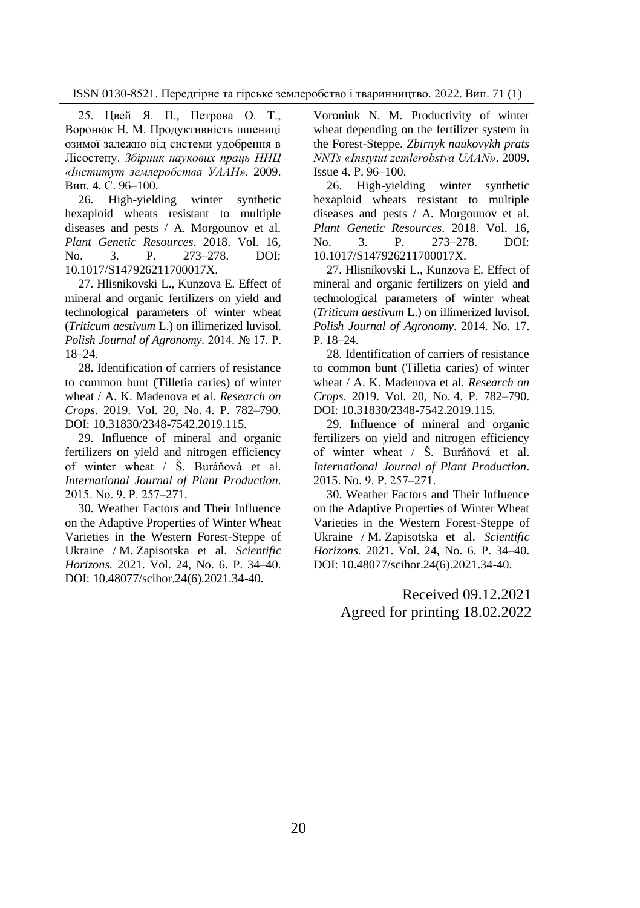25. Цвей Я. П., Петрова О. Т., Воронюк Н. М. Продуктивність пшениці озимої залежно від системи удобрення в Лісостепу. *Збірник наукових праць ННЦ «Інститут землеробства УААН».* 2009. Вип. 4. С. 96–100.

26. High-yielding winter synthetic hexaploid wheats resistant to multiple diseases and pests / A. Morgounov et al. *Plant Genetic Resources*. 2018. Vol. 16, No. 3. P. 273–278. DOI: 10.1017/S147926211700017X.

27. Hlisnikovski L., Kunzova E. Effect of mineral and organic fertilizers on yield and technological parameters of winter wheat (*Triticum aestivum* L.) on illimerized luvisol. *Polish Journal of Agronomy.* 2014. № 17. P. 18–24.

28. Identification of carriers of resistance to common bunt (Tilletia caries) of winter wheat / A. K. Madenova et al. *Research on Crops*. 2019. Vol. 20, No. 4. P. 782–790. DOI: 10.31830/2348-7542.2019.115.

29. Influence of mineral and organic fertilizers on yield and nitrogen efficiency of winter wheat / Š. Buráňová et al. *International Journal of Plant Production.* 2015. No. 9. P. 257–271.

30. Weather Factors and Their Influence on the Adaptive Properties of Winter Wheat Varieties in the Western Forest-Steppe of Ukraine / M. Zapisotska et al. *Scientific Horizons.* 2021. Vol. 24, No. 6. P. 34–40. DOI: 10.48077/scihor.24(6).2021.34-40.

Voroniuk N. M. Productivity of winter wheat depending on the fertilizer system in the Forest-Steppe. *Zbirnyk naukovykh prats NNTs «Instytut zemlerobstva UAAN»*. 2009. Issue 4. P. 96–100.

26. High-yielding winter synthetic hexaploid wheats resistant to multiple diseases and pests / A. Morgounov et al. *Plant Genetic Resources*. 2018. Vol. 16, No. 3. P. 273–278. DOI: 10.1017/S147926211700017X.

27. Hlisnikovski L., Kunzova E. Effect of mineral and organic fertilizers on yield and technological parameters of winter wheat (*Triticum aestivum* L.) on illimerized luvisol. *Polish Journal of Agronomy*. 2014. No. 17. P. 18–24.

28. Identification of carriers of resistance to common bunt (Tilletia caries) of winter wheat / A. K. Madenova et al. *Research on Crops*. 2019. Vol. 20, No. 4. P. 782–790. DOI: 10.31830/2348-7542.2019.115.

29. Influence of mineral and organic fertilizers on yield and nitrogen efficiency of winter wheat / Š. Buráňová et al. *International Journal of Plant Production*. 2015. No. 9. P. 257–271.

30. Weather Factors and Their Influence on the Adaptive Properties of Winter Wheat Varieties in the Western Forest-Steppe of Ukraine / M. Zapisotska et al. *Scientific Horizons.* 2021. Vol. 24, No. 6. P. 34–40. DOI: 10.48077/scihor.24(6).2021.34-40.

Received 09.12.2021
Agreed for printing 18.02.2022